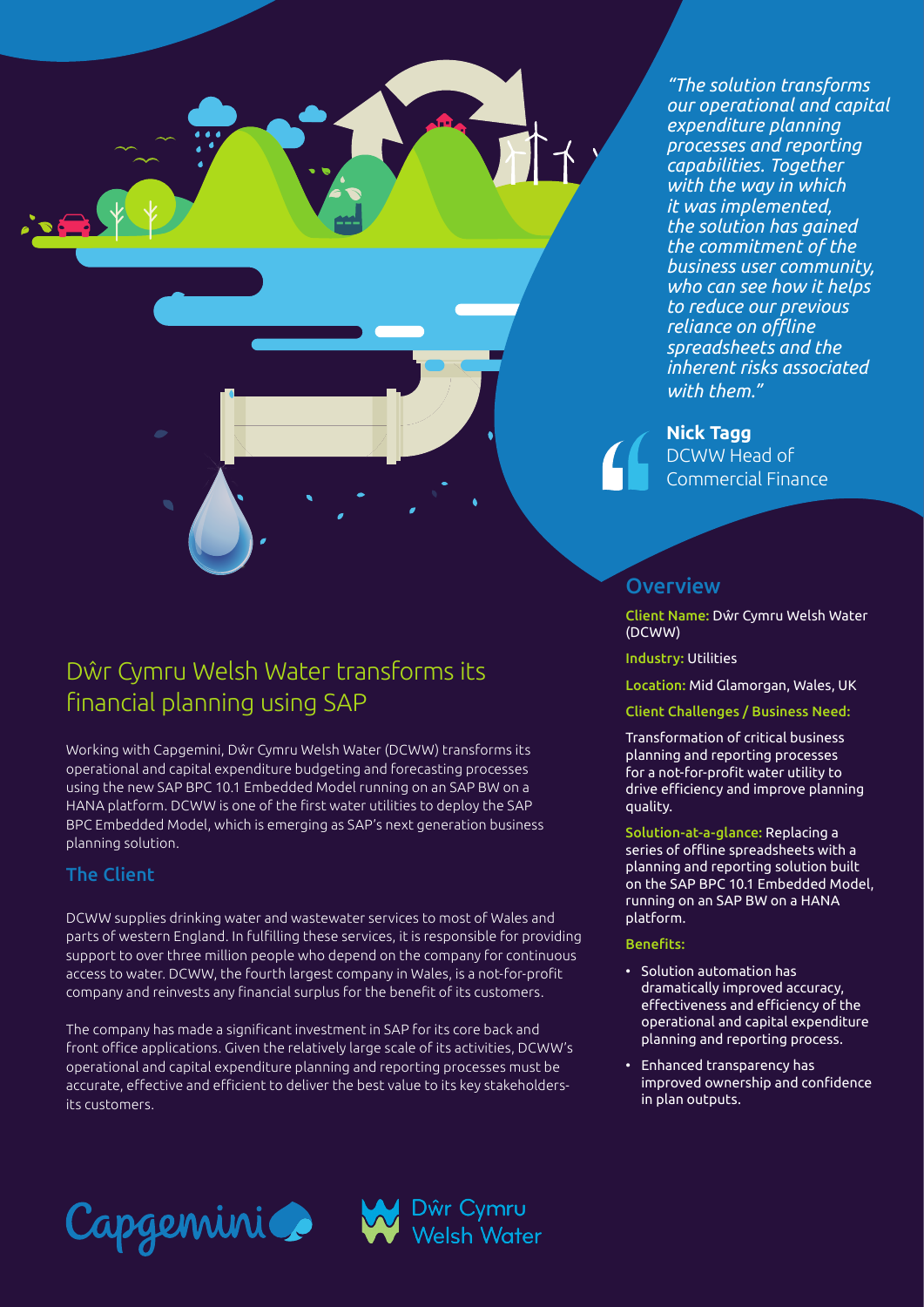# Dŵr Cymru Welsh Water transforms its financial planning using SAP

Working with Capgemini, Dŵr Cymru Welsh Water (DCWW) transforms its operational and capital expenditure budgeting and forecasting processes using the new SAP BPC 10.1 Embedded Model running on an SAP BW on a HANA platform. DCWW is one of the first water utilities to deploy the SAP BPC Embedded Model, which is emerging as SAP's next generation business planning solution.

## The Client

DCWW supplies drinking water and wastewater services to most of Wales and parts of western England. In fulfilling these services, it is responsible for providing support to over three million people who depend on the company for continuous access to water. DCWW, the fourth largest company in Wales, is a not-for-profit company and reinvests any financial surplus for the benefit of its customers.

The company has made a significant investment in SAP for its core back and front office applications. Given the relatively large scale of its activities, DCWW's operational and capital expenditure planning and reporting processes must be accurate, effective and efficient to deliver the best value to its key stakeholders- its customers.

*"The solution transforms our operational and capital expenditure planning processes and reporting capabilities. Together with the way in which it was implemented, the solution has gained the commitment of the business user community, who can see how it helps to reduce our previous reliance on offline spreadsheets and the inherent risks associated with them."*

**Nick Tagg**
DCWW Head of Commercial Finance

## Overview

**Client Name:** Dŵr Cymru Welsh Water (DCWW)

**Industry:** Utilities

**Location:** Mid Glamorgan, Wales, UK

**Client Challenges / Business Need:**

Transformation of critical business planning and reporting processes for a not-for-profit water utility to drive efficiency and improve planning quality.

**Solution-at-a-glance:** Replacing a series of offline spreadsheets with a planning and reporting solution built on the SAP BPC 10.1 Embedded Model, running on an SAP BW on a HANA platform.

**Benefits:**

- Solution automation has dramatically improved accuracy, effectiveness and efficiency of the operational and capital expenditure planning and reporting process.
- Enhanced transparency has improved ownership and confidence in plan outputs.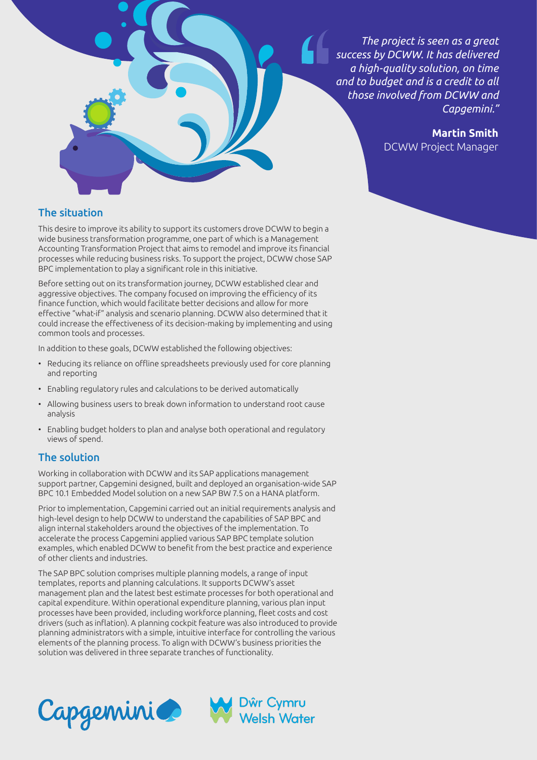> *The project is seen as a great success by DCWW. It has delivered a high-quality solution, on time and to budget and is a credit to all those involved from DCWW and Capgemini."*
>
> **Martin Smith**
> DCWW Project Manager

## The situation

This desire to improve its ability to support its customers drove DCWW to begin a wide business transformation programme, one part of which is a Management Accounting Transformation Project that aims to remodel and improve its financial processes while reducing business risks. To support the project, DCWW chose SAP BPC implementation to play a significant role in this initiative.

Before setting out on its transformation journey, DCWW established clear and aggressive objectives. The company focused on improving the efficiency of its finance function, which would facilitate better decisions and allow for more effective "what-if" analysis and scenario planning. DCWW also determined that it could increase the effectiveness of its decision-making by implementing and using common tools and processes.

In addition to these goals, DCWW established the following objectives:

- Reducing its reliance on offline spreadsheets previously used for core planning and reporting
- Enabling regulatory rules and calculations to be derived automatically
- Allowing business users to break down information to understand root cause analysis
- Enabling budget holders to plan and analyse both operational and regulatory views of spend.

## The solution

Working in collaboration with DCWW and its SAP applications management support partner, Capgemini designed, built and deployed an organisation-wide SAP BPC 10.1 Embedded Model solution on a new SAP BW 7.5 on a HANA platform.

Prior to implementation, Capgemini carried out an initial requirements analysis and high-level design to help DCWW to understand the capabilities of SAP BPC and align internal stakeholders around the objectives of the implementation. To accelerate the process Capgemini applied various SAP BPC template solution examples, which enabled DCWW to benefit from the best practice and experience of other clients and industries.

The SAP BPC solution comprises multiple planning models, a range of input templates, reports and planning calculations. It supports DCWW's asset management plan and the latest best estimate processes for both operational and capital expenditure. Within operational expenditure planning, various plan input processes have been provided, including workforce planning, fleet costs and cost drivers (such as inflation). A planning cockpit feature was also introduced to provide planning administrators with a simple, intuitive interface for controlling the various elements of the planning process. To align with DCWW's business priorities the solution was delivered in three separate tranches of functionality.

Capgemini

Dŵr Cymru Welsh Water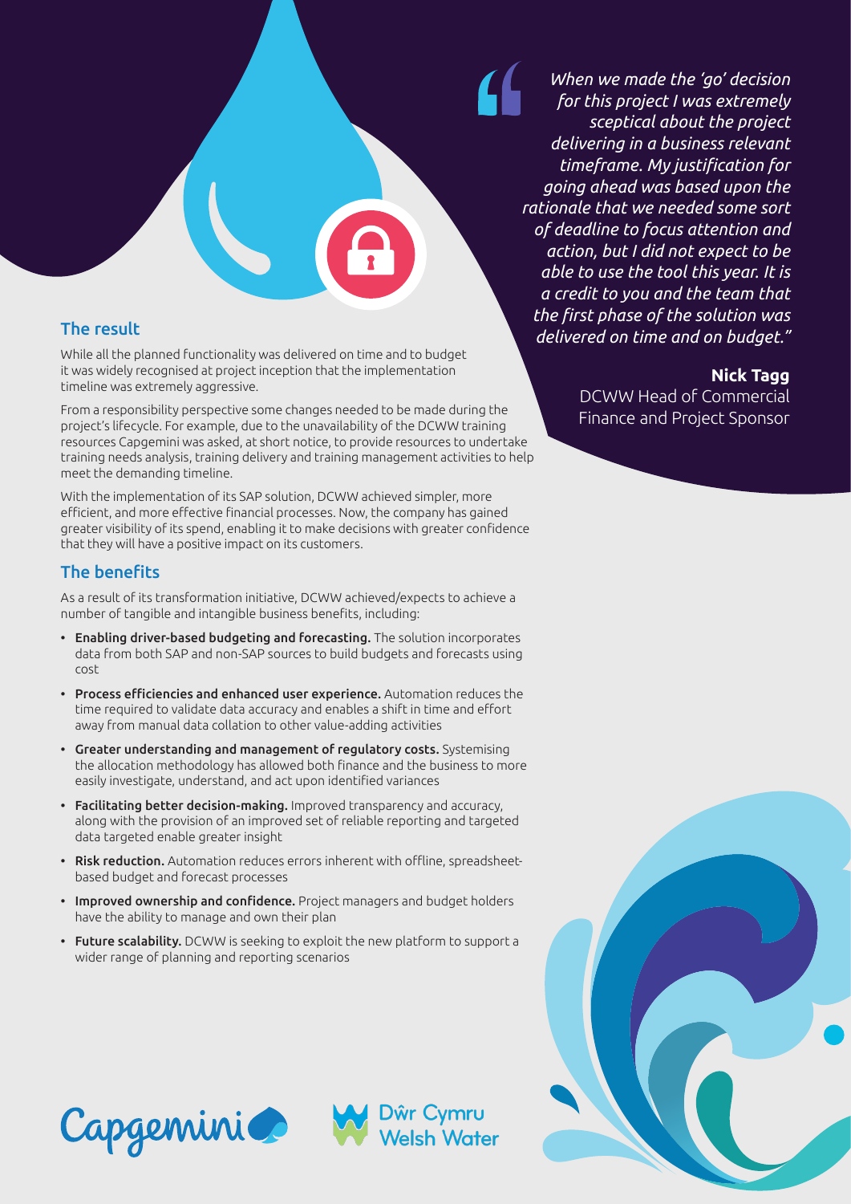> *When we made the 'go' decision for this project I was extremely sceptical about the project delivering in a business relevant timeframe. My justification for going ahead was based upon the rationale that we needed some sort of deadline to focus attention and action, but I did not expect to be able to use the tool this year. It is a credit to you and the team that the first phase of the solution was delivered on time and on budget."*
>
> **Nick Tagg**
> DCWW Head of Commercial Finance and Project Sponsor

## The result

While all the planned functionality was delivered on time and to budget it was widely recognised at project inception that the implementation timeline was extremely aggressive.

From a responsibility perspective some changes needed to be made during the project's lifecycle. For example, due to the unavailability of the DCWW training resources Capgemini was asked, at short notice, to provide resources to undertake training needs analysis, training delivery and training management activities to help meet the demanding timeline.

With the implementation of its SAP solution, DCWW achieved simpler, more efficient, and more effective financial processes. Now, the company has gained greater visibility of its spend, enabling it to make decisions with greater confidence that they will have a positive impact on its customers.

## The benefits

As a result of its transformation initiative, DCWW achieved/expects to achieve a number of tangible and intangible business benefits, including:

- **Enabling driver-based budgeting and forecasting.** The solution incorporates data from both SAP and non-SAP sources to build budgets and forecasts using cost
- **Process efficiencies and enhanced user experience.** Automation reduces the time required to validate data accuracy and enables a shift in time and effort away from manual data collation to other value-adding activities
- **Greater understanding and management of regulatory costs.** Systemising the allocation methodology has allowed both finance and the business to more easily investigate, understand, and act upon identified variances
- **Facilitating better decision-making.** Improved transparency and accuracy, along with the provision of an improved set of reliable reporting and targeted data targeted enable greater insight
- **Risk reduction.** Automation reduces errors inherent with offline, spreadsheet-based budget and forecast processes
- **Improved ownership and confidence.** Project managers and budget holders have the ability to manage and own their plan
- **Future scalability.** DCWW is seeking to exploit the new platform to support a wider range of planning and reporting scenarios

Capgemini

Dŵr Cymru Welsh Water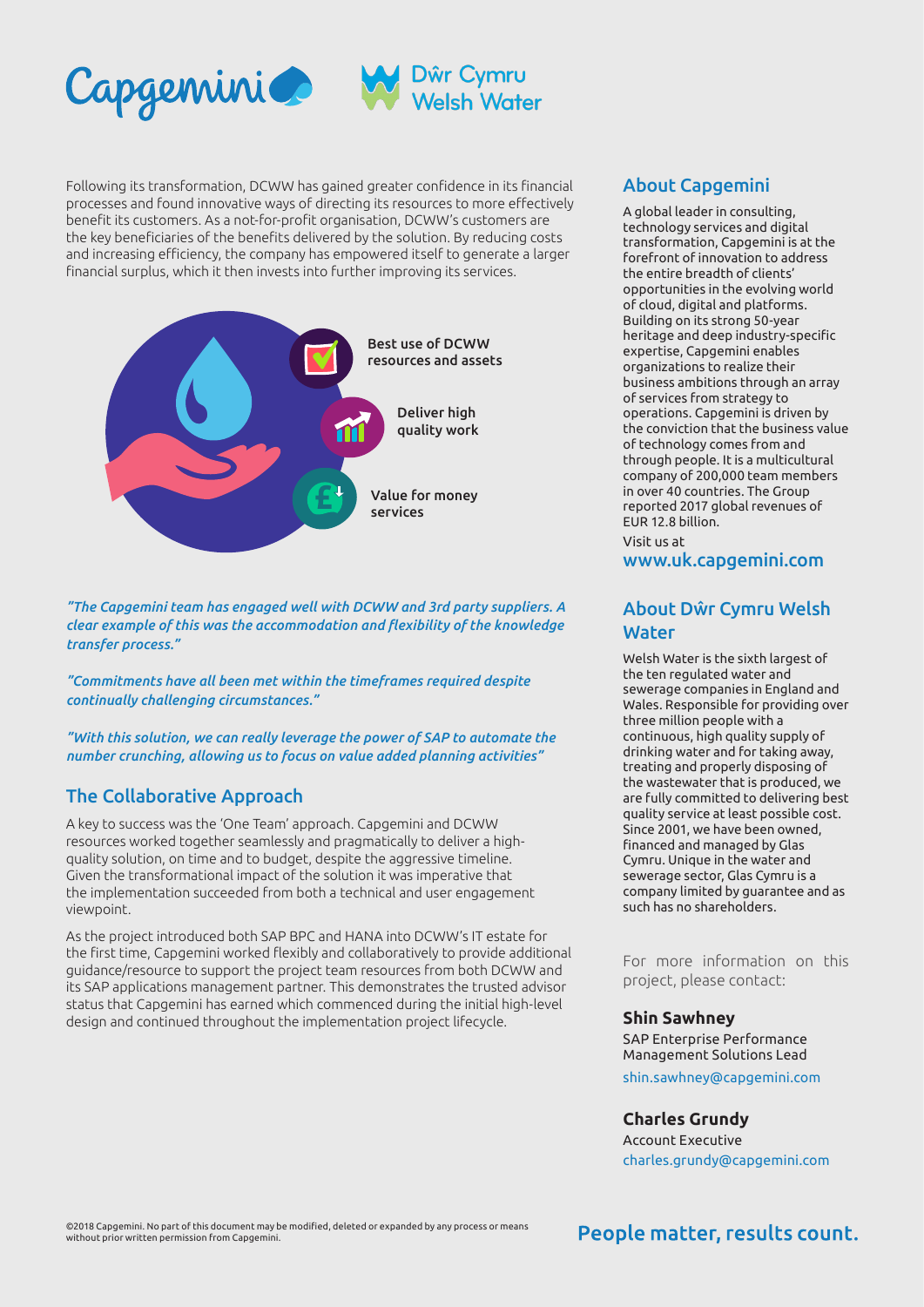Following its transformation, DCWW has gained greater confidence in its financial processes and found innovative ways of directing its resources to more effectively benefit its customers. As a not-for-profit organisation, DCWW's customers are the key beneficiaries of the benefits delivered by the solution. By reducing costs and increasing efficiency, the company has empowered itself to generate a larger financial surplus, which it then invests into further improving its services.

Best use of DCWW resources and assets

Deliver high quality work

Value for money services

*"The Capgemini team has engaged well with DCWW and 3rd party suppliers. A clear example of this was the accommodation and flexibility of the knowledge transfer process."*

*"Commitments have all been met within the timeframes required despite continually challenging circumstances."*

*"With this solution, we can really leverage the power of SAP to automate the number crunching, allowing us to focus on value added planning activities"*

## The Collaborative Approach

A key to success was the 'One Team' approach. Capgemini and DCWW resources worked together seamlessly and pragmatically to deliver a high-quality solution, on time and to budget, despite the aggressive timeline. Given the transformational impact of the solution it was imperative that the implementation succeeded from both a technical and user engagement viewpoint.

As the project introduced both SAP BPC and HANA into DCWW's IT estate for the first time, Capgemini worked flexibly and collaboratively to provide additional guidance/resource to support the project team resources from both DCWW and its SAP applications management partner. This demonstrates the trusted advisor status that Capgemini has earned which commenced during the initial high-level design and continued throughout the implementation project lifecycle.

## About Capgemini

A global leader in consulting, technology services and digital transformation, Capgemini is at the forefront of innovation to address the entire breadth of clients' opportunities in the evolving world of cloud, digital and platforms. Building on its strong 50-year heritage and deep industry-specific expertise, Capgemini enables organizations to realize their business ambitions through an array of services from strategy to operations. Capgemini is driven by the conviction that the business value of technology comes from and through people. It is a multicultural company of 200,000 team members in over 40 countries. The Group reported 2017 global revenues of EUR 12.8 billion.

Visit us at

**www.uk.capgemini.com**

## About Dŵr Cymru Welsh Water

Welsh Water is the sixth largest of the ten regulated water and sewerage companies in England and Wales. Responsible for providing over three million people with a continuous, high quality supply of drinking water and for taking away, treating and properly disposing of the wastewater that is produced, we are fully committed to delivering best quality service at least possible cost. Since 2001, we have been owned, financed and managed by Glas Cymru. Unique in the water and sewerage sector, Glas Cymru is a company limited by guarantee and as such has no shareholders.

For more information on this project, please contact:

**Shin Sawhney**
SAP Enterprise Performance Management Solutions Lead
shin.sawhney@capgemini.com

**Charles Grundy**
Account Executive
charles.grundy@capgemini.com

©2018 Capgemini. No part of this document may be modified, deleted or expanded by any process or means without prior written permission from Capgemini.

**People matter, results count.**